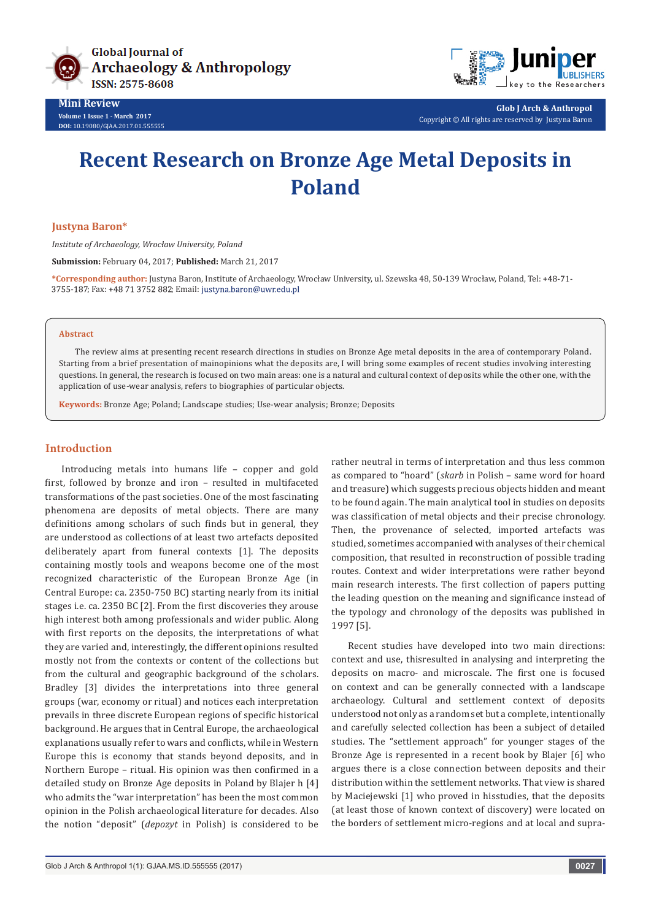Mini Review

# Recent Research on Bronze Age Metal Deposits in Poland

**Justyna Baron***

*Institute of Archaeology, Wrocław University, Poland*

**Submission:** February 04, 2017; **Published:** March 21, 2017

***Corresponding author:** Justyna Baron, Institute of Archaeology, Wrocław University, ul. Szewska 48, 50-139 Wrocław, Poland, Tel: +48-71-3755-187; Fax: +48 71 3752 882; Email: justyna.baron@uwr.edu.pl

**Abstract**

The review aims at presenting recent research directions in studies on Bronze Age metal deposits in the area of contemporary Poland. Starting from a brief presentation of mainopinions what the deposits are, I will bring some examples of recent studies involving interesting questions. In general, the research is focused on two main areas: one is a natural and cultural context of deposits while the other one, with the application of use-wear analysis, refers to biographies of particular objects.

**Keywords:** Bronze Age; Poland; Landscape studies; Use-wear analysis; Bronze; Deposits

## Introduction

Introducing metals into humans life – copper and gold first, followed by bronze and iron – resulted in multifaceted transformations of the past societies. One of the most fascinating phenomena are deposits of metal objects. There are many definitions among scholars of such finds but in general, they are understood as collections of at least two artefacts deposited deliberately apart from funeral contexts [1]. The deposits containing mostly tools and weapons become one of the most recognized characteristic of the European Bronze Age (in Central Europe: ca. 2350-750 BC) starting nearly from its initial stages i.e. ca. 2350 BC [2]. From the first discoveries they arouse high interest both among professionals and wider public. Along with first reports on the deposits, the interpretations of what they are varied and, interestingly, the different opinions resulted mostly not from the contexts or content of the collections but from the cultural and geographic background of the scholars. Bradley [3] divides the interpretations into three general groups (war, economy or ritual) and notices each interpretation prevails in three discrete European regions of specific historical background. He argues that in Central Europe, the archaeological explanations usually refer to wars and conflicts, while in Western Europe this is economy that stands beyond deposits, and in Northern Europe – ritual. His opinion was then confirmed in a detailed study on Bronze Age deposits in Poland by Blajer h [4] who admits the "war interpretation" has been the most common opinion in the Polish archaeological literature for decades. Also the notion "deposit" (*depozyt* in Polish) is considered to be rather neutral in terms of interpretation and thus less common as compared to "hoard" (*skarb* in Polish – same word for hoard and treasure) which suggests precious objects hidden and meant to be found again. The main analytical tool in studies on deposits was classification of metal objects and their precise chronology. Then, the provenance of selected, imported artefacts was studied, sometimes accompanied with analyses of their chemical composition, that resulted in reconstruction of possible trading routes. Context and wider interpretations were rather beyond main research interests. The first collection of papers putting the leading question on the meaning and significance instead of the typology and chronology of the deposits was published in 1997 [5].

Recent studies have developed into two main directions: context and use, thisresulted in analysing and interpreting the deposits on macro- and microscale. The first one is focused on context and can be generally connected with a landscape archaeology. Cultural and settlement context of deposits understood not only as a random set but a complete, intentionally and carefully selected collection has been a subject of detailed studies. The "settlement approach" for younger stages of the Bronze Age is represented in a recent book by Blajer [6] who argues there is a close connection between deposits and their distribution within the settlement networks. That view is shared by Maciejewski [1] who proved in hisstudies, that the deposits (at least those of known context of discovery) were located on the borders of settlement micro-regions and at local and supra-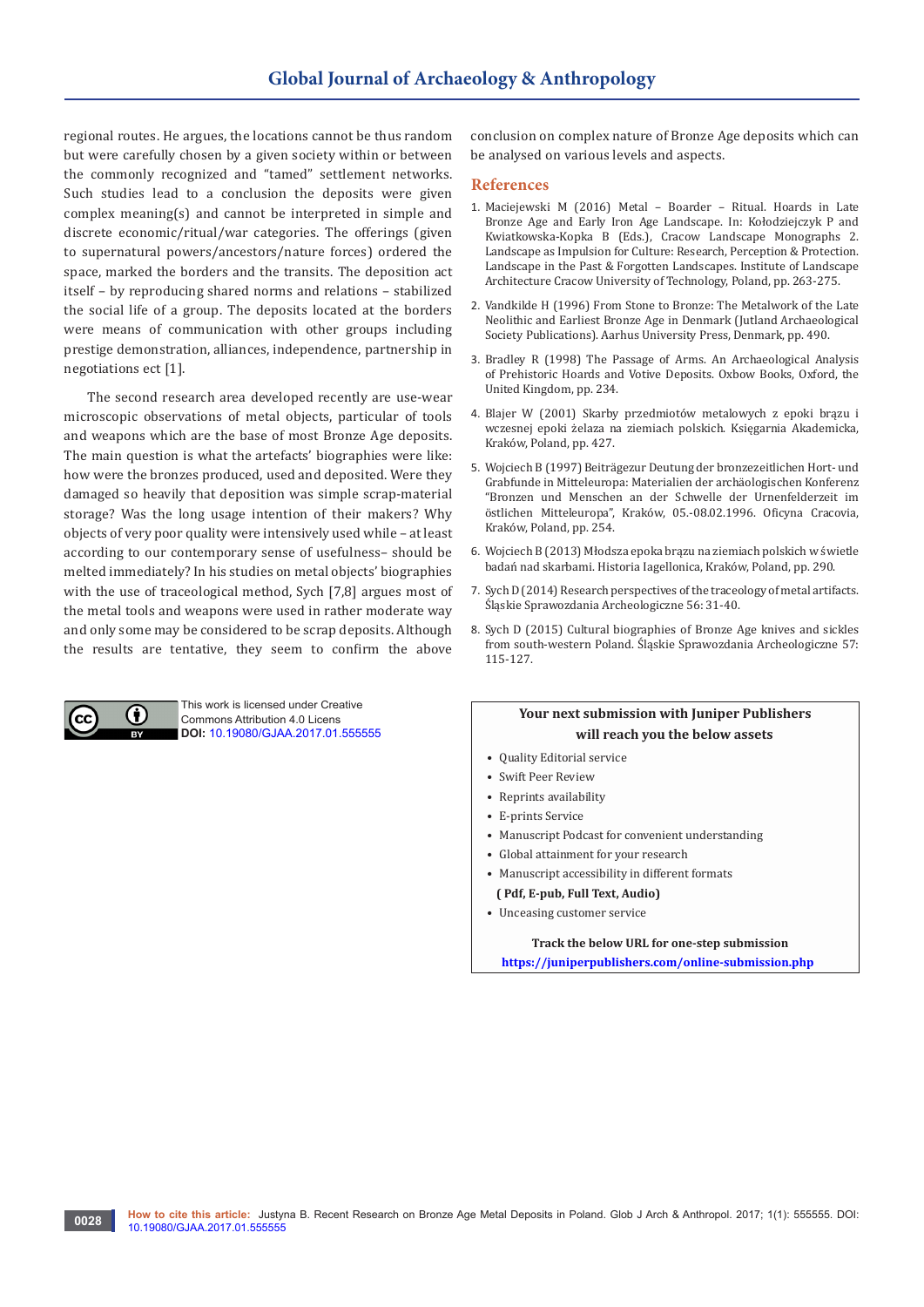regional routes. He argues, the locations cannot be thus random but were carefully chosen by a given society within or between the commonly recognized and "tamed" settlement networks. Such studies lead to a conclusion the deposits were given complex meaning(s) and cannot be interpreted in simple and discrete economic/ritual/war categories. The offerings (given to supernatural powers/ancestors/nature forces) ordered the space, marked the borders and the transits. The deposition act itself – by reproducing shared norms and relations – stabilized the social life of a group. The deposits located at the borders were means of communication with other groups including prestige demonstration, alliances, independence, partnership in negotiations ect [1].

The second research area developed recently are use-wear microscopic observations of metal objects, particular of tools and weapons which are the base of most Bronze Age deposits. The main question is what the artefacts' biographies were like: how were the bronzes produced, used and deposited. Were they damaged so heavily that deposition was simple scrap-material storage? Was the long usage intention of their makers? Why objects of very poor quality were intensively used while – at least according to our contemporary sense of usefulness– should be melted immediately? In his studies on metal objects' biographies with the use of traceological method, Sych [7,8] argues most of the metal tools and weapons were used in rather moderate way and only some may be considered to be scrap deposits. Although the results are tentative, they seem to confirm the above conclusion on complex nature of Bronze Age deposits which can be analysed on various levels and aspects.

## References

1. Maciejewski M (2016) Metal – Boarder – Ritual. Hoards in Late Bronze Age and Early Iron Age Landscape. In: Kołodziejczyk P and Kwiatkowska-Kopka B (Eds.), Cracow Landscape Monographs 2. Landscape as Impulsion for Culture: Research, Perception & Protection. Landscape in the Past & Forgotten Landscapes. Institute of Landscape Architecture Cracow University of Technology, Poland, pp. 263-275.
2. Vandkilde H (1996) From Stone to Bronze: The Metalwork of the Late Neolithic and Earliest Bronze Age in Denmark (Jutland Archaeological Society Publications). Aarhus University Press, Denmark, pp. 490.
3. Bradley R (1998) The Passage of Arms. An Archaeological Analysis of Prehistoric Hoards and Votive Deposits. Oxbow Books, Oxford, the United Kingdom, pp. 234.
4. Blajer W (2001) Skarby przedmiotów metalowych z epoki brązu i wczesnej epoki żelaza na ziemiach polskich. Księgarnia Akademicka, Kraków, Poland, pp. 427.
5. Wojciech B (1997) Beiträgezur Deutung der bronzezeitlichen Hort- und Grabfunde in Mitteleuropa: Materialien der archäologischen Konferenz "Bronzen und Menschen an der Schwelle der Urnenfelderzeit im östlichen Mitteleuropa", Kraków, 05.-08.02.1996. Oficyna Cracovia, Kraków, Poland, pp. 254.
6. Wojciech B (2013) Młodsza epoka brązu na ziemiach polskich w świetle badań nad skarbami. Historia Iagellonica, Kraków, Poland, pp. 290.
7. Sych D (2014) Research perspectives of the traceology of metal artifacts. Śląskie Sprawozdania Archeologiczne 56: 31-40.
8. Sych D (2015) Cultural biographies of Bronze Age knives and sickles from south-western Poland. Śląskie Sprawozdania Archeologiczne 57: 115-127.

This work is licensed under Creative Commons Attribution 4.0 Licens
**DOI:** 10.19080/GJAA.2017.01.555555

**Your next submission with Juniper Publishers will reach you the below assets**

- Quality Editorial service
- Swift Peer Review
- Reprints availability
- E-prints Service
- Manuscript Podcast for convenient understanding
- Global attainment for your research
- Manuscript accessibility in different formats
  **( Pdf, E-pub, Full Text, Audio)**
- Unceasing customer service

**Track the below URL for one-step submission**
**https://juniperpublishers.com/online-submission.php**